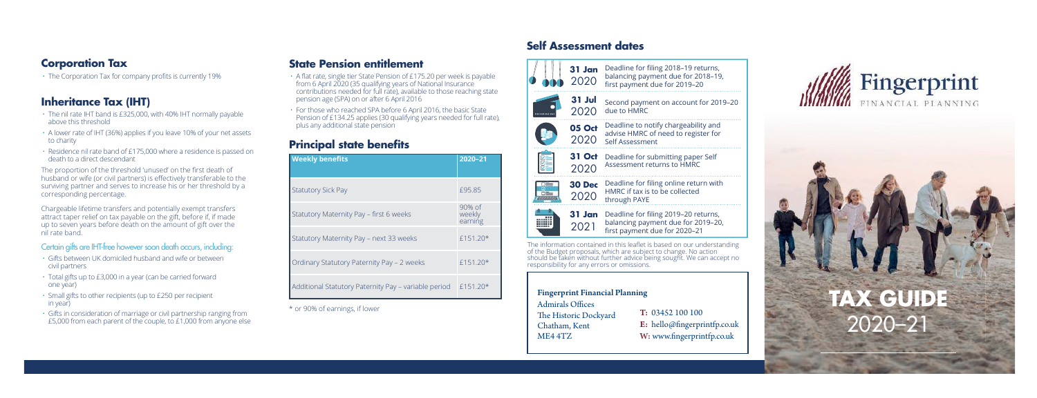## Corporation Tax

- The Corporation Tax for company profits is currently 19%

## Inheritance Tax (IHT)

- The nil rate IHT band is £325,000, with 40% IHT normally payable above this threshold
- A lower rate of IHT (36%) applies if you leave 10% of your net assets to charity
- Residence nil rate band of £175,000 where a residence is passed on death to a direct descendant

The proportion of the threshold 'unused' on the first death of husband or wife (or civil partners) is effectively transferable to the surviving partner and serves to increase his or her threshold by a corresponding percentage.

Chargeable lifetime transfers and potentially exempt transfers attract taper relief on tax payable on the gift, before if, if made up to seven years before death on the amount of gift over the nil rate band.

### Certain gifts are IHT-free however soon death occurs, including:

- Gifts between UK domiciled husband and wife or between civil partners
- Total gifts up to £3,000 in a year (can be carried forward one year)
- Small gifts to other recipients (up to £250 per recipient in year)
- Gifts in consideration of marriage or civil partnership ranging from £5,000 from each parent of the couple, to £1,000 from anyone else

## State Pension entitlement

- A flat rate, single tier State Pension of £175.20 per week is payable from 6 April 2020 (35 qualifying years of National Insurance contributions needed for full rate), available to those reaching state pension age (SPA) on or after 6 April 2016
- For those who reached SPA before 6 April 2016, the basic State Pension of £134.25 applies (30 qualifying years needed for full rate), plus any additional state pension

## Principal state benefits

| Weekly benefits | 2020–21 |
|---|---|
| Statutory Sick Pay | £95.85 |
| Statutory Maternity Pay – first 6 weeks | 90% of weekly earning |
| Statutory Maternity Pay – next 33 weeks | £151.20* |
| Ordinary Statutory Paternity Pay – 2 weeks | £151.20* |
| Additional Statutory Paternity Pay – variable period | £151.20* |

\* or 90% of earnings, if lower

## Self Assessment dates

| Date | Deadline |
|---|---|
| **31 Jan** 2020 | Deadline for filing 2018–19 returns, balancing payment due for 2018–19, first payment due for 2019–20 |
| **31 Jul** 2020 | Second payment on account for 2019–20 due to HMRC |
| **05 Oct** 2020 | Deadline to notify chargeability and advise HMRC of need to register for Self Assessment |
| **31 Oct** 2020 | Deadline for submitting paper Self Assessment returns to HMRC |
| **30 Dec** 2020 | Deadline for filing online return with HMRC if tax is to be collected through PAYE |
| **31 Jan** 2021 | Deadline for filing 2019–20 returns, balancing payment due for 2019–20, first payment due for 2020–21 |

The information contained in this leaflet is based on our understanding of the Budget proposals, which are subject to change. No action should be taken without further advice being sought. We can accept no responsibility for any errors or omissions.

**Fingerprint Financial Planning**

Admirals Offices
The Historic Dockyard
Chatham, Kent
ME4 4TZ

**T:** 03452 100 100
**E:** hello@fingerprintfp.co.uk
**W:** www.fingerprintfp.co.uk

Fingerprint
FINANCIAL PLANNING

# TAX GUIDE 2020–21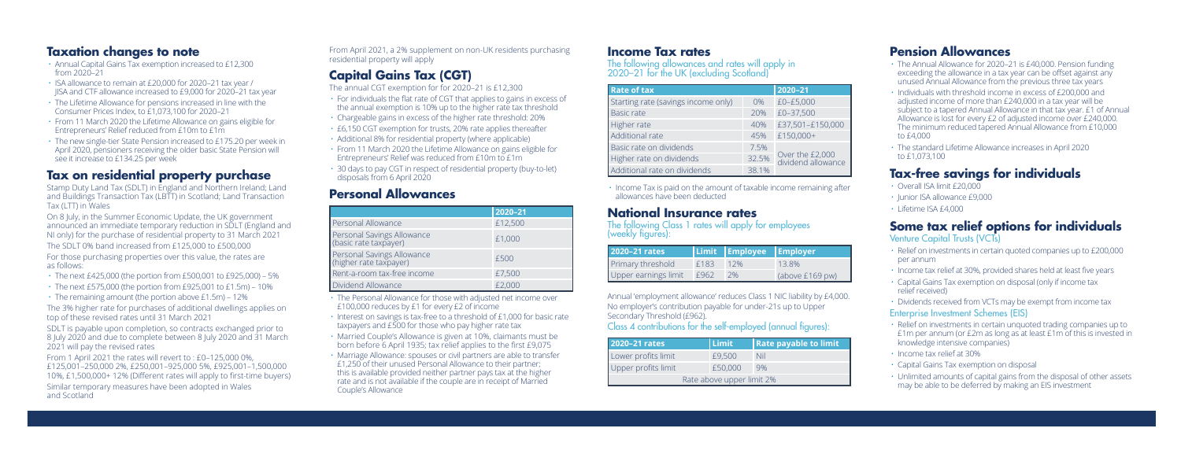## Taxation changes to note

- Annual Capital Gains Tax exemption increased to £12,300 from 2020–21
- ISA allowance to remain at £20,000 for 2020–21 tax year / JISA and CTF allowance increased to £9,000 for 2020–21 tax year
- The Lifetime Allowance for pensions increased in line with the Consumer Prices Index, to £1,073,100 for 2020–21
- From 11 March 2020 the Lifetime Allowance on gains eligible for Entrepreneurs' Relief reduced from £10m to £1m
- The new single-tier State Pension increased to £175.20 per week in April 2020, pensioners receiving the older basic State Pension will see it increase to £134.25 per week

## Tax on residential property purchase

Stamp Duty Land Tax (SDLT) in England and Northern Ireland; Land and Buildings Transaction Tax (LBTT) in Scotland; Land Transaction Tax (LTT) in Wales

On 8 July, in the Summer Economic Update, the UK government announced an immediate temporary reduction in SDLT (England and NI only) for the purchase of residential property to 31 March 2021

The SDLT 0% band increased from £125,000 to £500,000

For those purchasing properties over this value, the rates are as follows:

- The next £425,000 (the portion from £500,001 to £925,000) – 5%
- The next £575,000 (the portion from £925,001 to £1.5m) – 10%
- The remaining amount (the portion above £1.5m) – 12%

The 3% higher rate for purchases of additional dwellings applies on top of these revised rates until 31 March 2021

SDLT is payable upon completion, so contracts exchanged prior to 8 July 2020 and due to complete between 8 July 2020 and 31 March 2021 will pay the revised rates

From 1 April 2021 the rates will revert to : £0–125,000 0%, £125,001–250,000 2%, £250,001–925,000 5%, £925,001–1,500,000 10%, £1,500,000+ 12% (Different rates will apply to first-time buyers)

Similar temporary measures have been adopted in Wales and Scotland

From April 2021, a 2% supplement on non-UK residents purchasing residential property will apply

## Capital Gains Tax (CGT)

The annual CGT exemption for 2020–21 is £12,300

- For individuals the flat rate of CGT that applies to gains in excess of the annual exemption is 10% up to the higher rate tax threshold
- Chargeable gains in excess of the higher rate threshold: 20%
- £6,150 CGT exemption for trusts, 20% rate applies thereafter
- Additional 8% for residential property (where applicable)
- From 11 March 2020 the Lifetime Allowance on gains eligible for Entrepreneurs' Relief was reduced from £10m to £1m
- 30 days to pay CGT in respect of residential property (buy-to-let) disposals from 6 April 2020

## Personal Allowances

| | 2020–21 |
|---|---|
| Personal Allowance | £12,500 |
| Personal Savings Allowance (basic rate taxpayer) | £1,000 |
| Personal Savings Allowance (higher rate taxpayer) | £500 |
| Rent-a-room tax-free income | £7,500 |
| Dividend Allowance | £2,000 |

- The Personal Allowance for those with adjusted net income over £100,000 reduces by £1 for every £2 of income
- Interest on savings is tax-free to a threshold of £1,000 for basic rate taxpayers and £500 for those who pay higher rate tax
- Married Couple's Allowance is given at 10%, claimants must be born before 6 April 1935; tax relief applies to the first £9,075
- Marriage Allowance: spouses or civil partners are able to transfer £1,250 of their unused Personal Allowance to their partner; this is available provided neither partner pays tax at the higher rate and is not available if the couple are in receipt of Married Couple's Allowance

## Income Tax rates

The following allowances and rates will apply in 2020–21 for the UK (excluding Scotland)

| Rate of tax | | 2020–21 |
|---|---|---|
| Starting rate (savings income only) | 0% | £0–£5,000 |
| Basic rate | 20% | £0–37,500 |
| Higher rate | 40% | £37,501–£150,000 |
| Additional rate | 45% | £150,000+ |
| Basic rate on dividends | 7.5% | Over the £2,000 dividend allowance |
| Higher rate on dividends | 32.5% | |
| Additional rate on dividends | 38.1% | |

- Income Tax is paid on the amount of taxable income remaining after allowances have been deducted

## National Insurance rates

The following Class 1 rates will apply for employees (weekly figures):

| 2020–21 rates | Limit | Employee | Employer |
|---|---|---|---|
| Primary threshold | £183 | 12% | 13.8% |
| Upper earnings limit | £962 | 2% | (above £169 pw) |

Annual 'employment allowance' reduces Class 1 NIC liability by £4,000. No employer's contribution payable for under-21s up to Upper Secondary Threshold (£962).

Class 4 contributions for the self-employed (annual figures):

| 2020–21 rates | Limit | Rate payable to limit |
|---|---|---|
| Lower profits limit | £9,500 | Nil |
| Upper profits limit | £50,000 | 9% |
| Rate above upper limit 2% | | |

## Pension Allowances

- The Annual Allowance for 2020–21 is £40,000. Pension funding exceeding the allowance in a tax year can be offset against any unused Annual Allowance from the previous three tax years
- Individuals with threshold income in excess of £200,000 and adjusted income of more than £240,000 in a tax year will be subject to a tapered Annual Allowance in that tax year. £1 of Annual Allowance is lost for every £2 of adjusted income over £240,000. The minimum reduced tapered Annual Allowance from £10,000 to £4,000
- The standard Lifetime Allowance increases in April 2020 to £1,073,100

## Tax-free savings for individuals

- Overall ISA limit £20,000
- Junior ISA allowance £9,000
- Lifetime ISA £4,000

## Some tax relief options for individuals

### Venture Capital Trusts (VCTs)

- Relief on investments in certain quoted companies up to £200,000 per annum
- Income tax relief at 30%, provided shares held at least five years
- Capital Gains Tax exemption on disposal (only if income tax relief received)
- Dividends received from VCTs may be exempt from income tax

### Enterprise Investment Schemes (EIS)

- Relief on investments in certain unquoted trading companies up to £1m per annum (or £2m as long as at least £1m of this is invested in knowledge intensive companies)
- Income tax relief at 30%
- Capital Gains Tax exemption on disposal
- Unlimited amounts of capital gains from the disposal of other assets may be able to be deferred by making an EIS investment